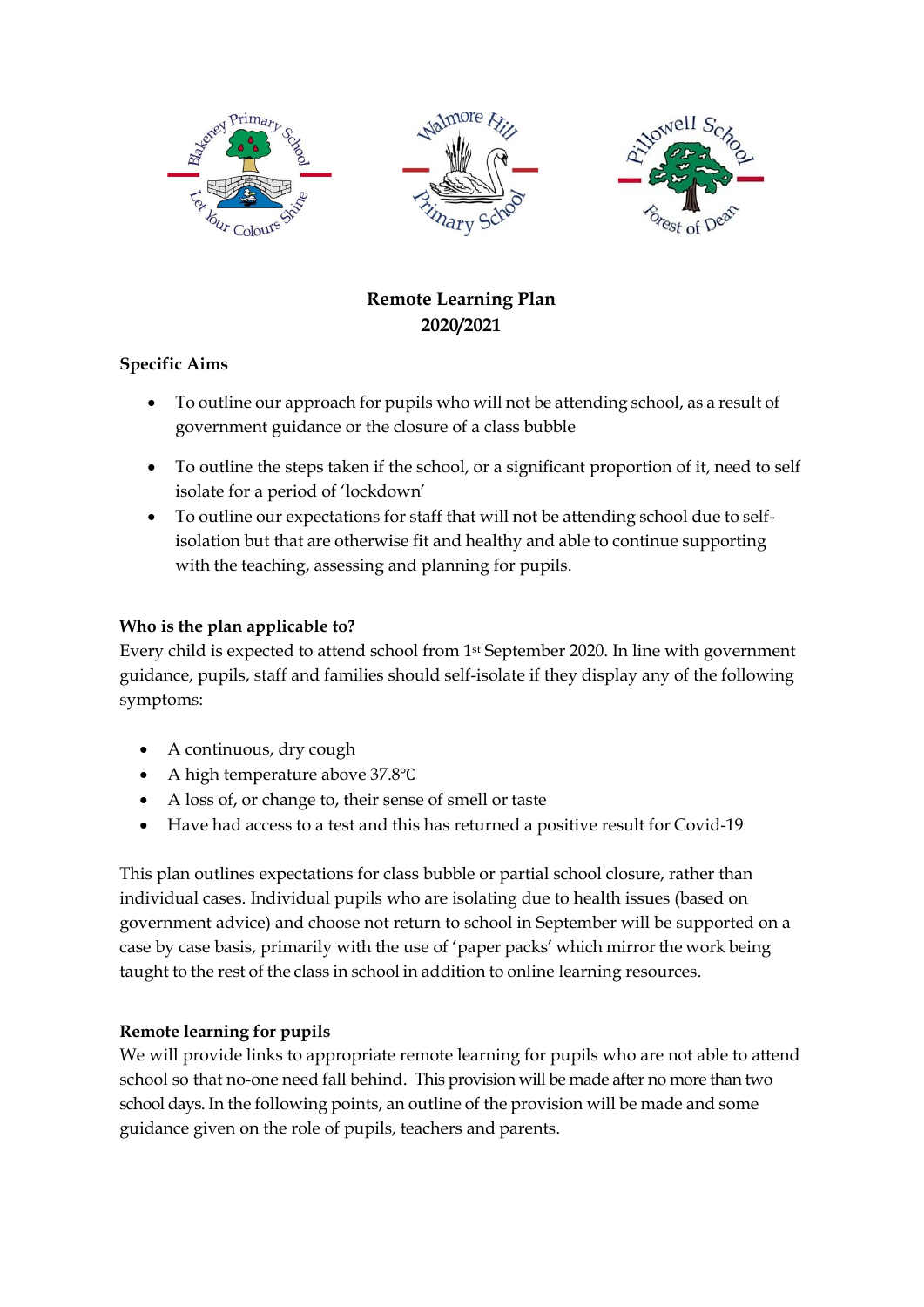# Remote Learning Plan
# 2020/2021

**Specific Aims**

- To outline our approach for pupils who will not be attending school, as a result of government guidance or the closure of a class bubble
- To outline the steps taken if the school, or a significant proportion of it, need to self isolate for a period of 'lockdown'
- To outline our expectations for staff that will not be attending school due to self-isolation but that are otherwise fit and healthy and able to continue supporting with the teaching, assessing and planning for pupils.

**Who is the plan applicable to?**

Every child is expected to attend school from 1st September 2020. In line with government guidance, pupils, staff and families should self-isolate if they display any of the following symptoms:

- A continuous, dry cough
- A high temperature above 37.8°C
- A loss of, or change to, their sense of smell or taste
- Have had access to a test and this has returned a positive result for Covid-19

This plan outlines expectations for class bubble or partial school closure, rather than individual cases. Individual pupils who are isolating due to health issues (based on government advice) and choose not return to school in September will be supported on a case by case basis, primarily with the use of 'paper packs' which mirror the work being taught to the rest of the class in school in addition to online learning resources.

**Remote learning for pupils**

We will provide links to appropriate remote learning for pupils who are not able to attend school so that no-one need fall behind. This provision will be made after no more than two school days. In the following points, an outline of the provision will be made and some guidance given on the role of pupils, teachers and parents.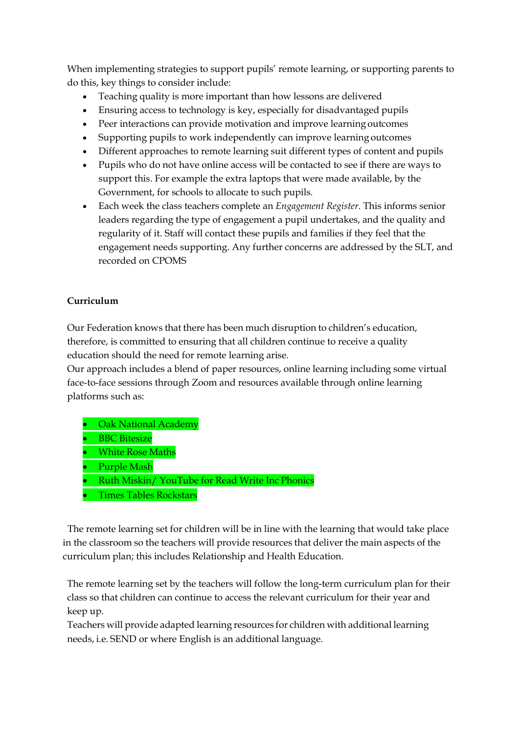When implementing strategies to support pupils' remote learning, or supporting parents to do this, key things to consider include:

- Teaching quality is more important than how lessons are delivered
- Ensuring access to technology is key, especially for disadvantaged pupils
- Peer interactions can provide motivation and improve learning outcomes
- Supporting pupils to work independently can improve learning outcomes
- Different approaches to remote learning suit different types of content and pupils
- Pupils who do not have online access will be contacted to see if there are ways to support this. For example the extra laptops that were made available, by the Government, for schools to allocate to such pupils.
- Each week the class teachers complete an *Engagement Register.* This informs senior leaders regarding the type of engagement a pupil undertakes, and the quality and regularity of it. Staff will contact these pupils and families if they feel that the engagement needs supporting. Any further concerns are addressed by the SLT, and recorded on CPOMS

**Curriculum**

Our Federation knows that there has been much disruption to children's education, therefore, is committed to ensuring that all children continue to receive a quality education should the need for remote learning arise.
Our approach includes a blend of paper resources, online learning including some virtual face-to-face sessions through Zoom and resources available through online learning platforms such as:

- Oak National Academy
- BBC Bitesize
- White Rose Maths
- Purple Mash
- Ruth Miskin/ YouTube for Read Write Inc Phonics
- Times Tables Rockstars

The remote learning set for children will be in line with the learning that would take place in the classroom so the teachers will provide resources that deliver the main aspects of the curriculum plan; this includes Relationship and Health Education.

The remote learning set by the teachers will follow the long-term curriculum plan for their class so that children can continue to access the relevant curriculum for their year and keep up.
Teachers will provide adapted learning resources for children with additional learning needs, i.e. SEND or where English is an additional language.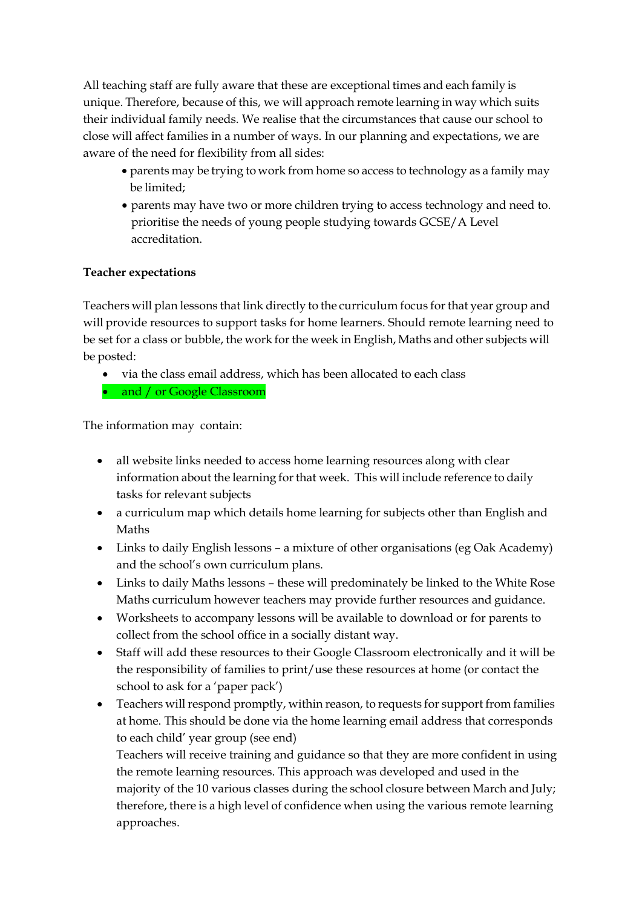All teaching staff are fully aware that these are exceptional times and each family is unique. Therefore, because of this, we will approach remote learning in way which suits their individual family needs. We realise that the circumstances that cause our school to close will affect families in a number of ways. In our planning and expectations, we are aware of the need for flexibility from all sides:

- parents may be trying to work from home so access to technology as a family may be limited;
- parents may have two or more children trying to access technology and need to. prioritise the needs of young people studying towards GCSE/A Level accreditation.

**Teacher expectations**

Teachers will plan lessons that link directly to the curriculum focus for that year group and will provide resources to support tasks for home learners. Should remote learning need to be set for a class or bubble, the work for the week in English, Maths and other subjects will be posted:

- via the class email address, which has been allocated to each class
- and / or Google Classroom

The information may contain:

- all website links needed to access home learning resources along with clear information about the learning for that week. This will include reference to daily tasks for relevant subjects
- a curriculum map which details home learning for subjects other than English and Maths
- Links to daily English lessons – a mixture of other organisations (eg Oak Academy) and the school's own curriculum plans.
- Links to daily Maths lessons – these will predominately be linked to the White Rose Maths curriculum however teachers may provide further resources and guidance.
- Worksheets to accompany lessons will be available to download or for parents to collect from the school office in a socially distant way.
- Staff will add these resources to their Google Classroom electronically and it will be the responsibility of families to print/use these resources at home (or contact the school to ask for a 'paper pack')
- Teachers will respond promptly, within reason, to requests for support from families at home. This should be done via the home learning email address that corresponds to each child' year group (see end)

  Teachers will receive training and guidance so that they are more confident in using the remote learning resources. This approach was developed and used in the majority of the 10 various classes during the school closure between March and July; therefore, there is a high level of confidence when using the various remote learning approaches.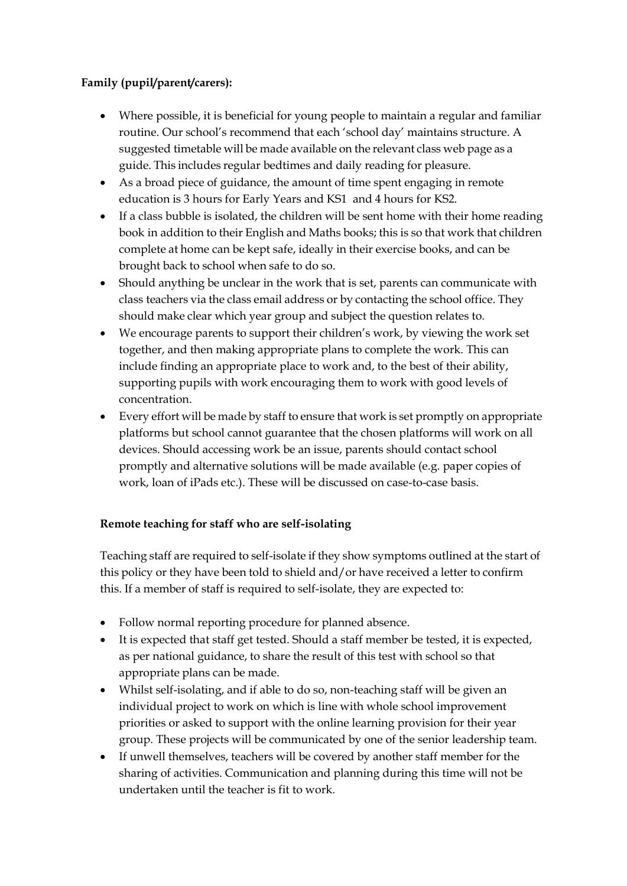**Family (pupil/parent/carers):**

- Where possible, it is beneficial for young people to maintain a regular and familiar routine. Our school's recommend that each 'school day' maintains structure. A suggested timetable will be made available on the relevant class web page as a guide. This includes regular bedtimes and daily reading for pleasure.
- As a broad piece of guidance, the amount of time spent engaging in remote education is 3 hours for Early Years and KS1 and 4 hours for KS2.
- If a class bubble is isolated, the children will be sent home with their home reading book in addition to their English and Maths books; this is so that work that children complete at home can be kept safe, ideally in their exercise books, and can be brought back to school when safe to do so.
- Should anything be unclear in the work that is set, parents can communicate with class teachers via the class email address or by contacting the school office. They should make clear which year group and subject the question relates to.
- We encourage parents to support their children's work, by viewing the work set together, and then making appropriate plans to complete the work. This can include finding an appropriate place to work and, to the best of their ability, supporting pupils with work encouraging them to work with good levels of concentration.
- Every effort will be made by staff to ensure that work is set promptly on appropriate platforms but school cannot guarantee that the chosen platforms will work on all devices. Should accessing work be an issue, parents should contact school promptly and alternative solutions will be made available (e.g. paper copies of work, loan of iPads etc.). These will be discussed on case-to-case basis.

**Remote teaching for staff who are self-isolating**

Teaching staff are required to self-isolate if they show symptoms outlined at the start of this policy or they have been told to shield and/or have received a letter to confirm this. If a member of staff is required to self-isolate, they are expected to:

- Follow normal reporting procedure for planned absence.
- It is expected that staff get tested. Should a staff member be tested, it is expected, as per national guidance, to share the result of this test with school so that appropriate plans can be made.
- Whilst self-isolating, and if able to do so, non-teaching staff will be given an individual project to work on which is line with whole school improvement priorities or asked to support with the online learning provision for their year group. These projects will be communicated by one of the senior leadership team.
- If unwell themselves, teachers will be covered by another staff member for the sharing of activities. Communication and planning during this time will not be undertaken until the teacher is fit to work.